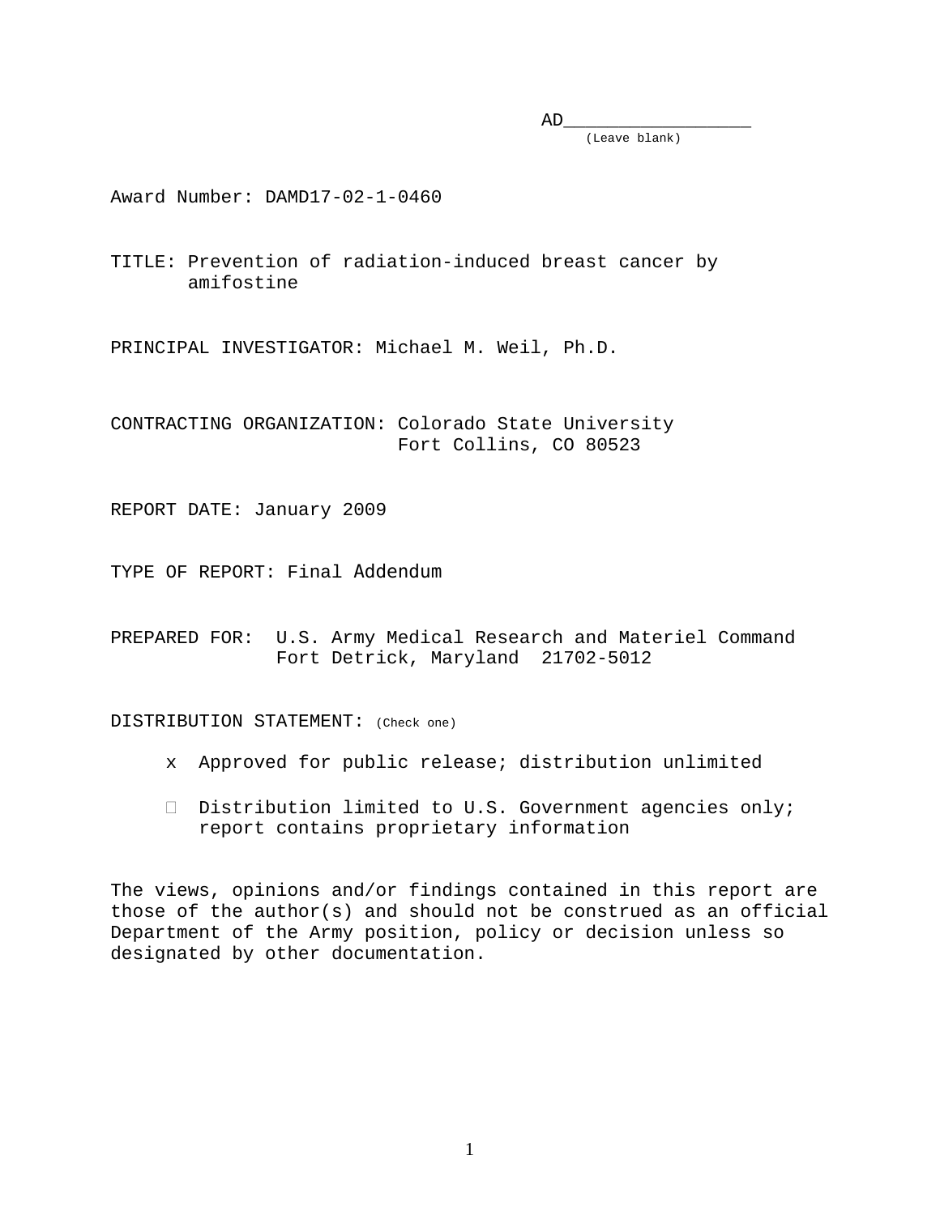AD\_\_\_\_\_\_\_\_\_\_\_\_\_\_\_\_\_
(Leave blank)

Award Number: DAMD17-02-1-0460

TITLE: Prevention of radiation-induced breast cancer by amifostine

PRINCIPAL INVESTIGATOR: Michael M. Weil, Ph.D.

CONTRACTING ORGANIZATION: Colorado State University
Fort Collins, CO 80523

REPORT DATE: January 2009

TYPE OF REPORT: Final Addendum

PREPARED FOR: U.S. Army Medical Research and Materiel Command
Fort Detrick, Maryland 21702-5012

DISTRIBUTION STATEMENT: (Check one)

- x Approved for public release; distribution unlimited
- ☐ Distribution limited to U.S. Government agencies only; report contains proprietary information

The views, opinions and/or findings contained in this report are those of the author(s) and should not be construed as an official Department of the Army position, policy or decision unless so designated by other documentation.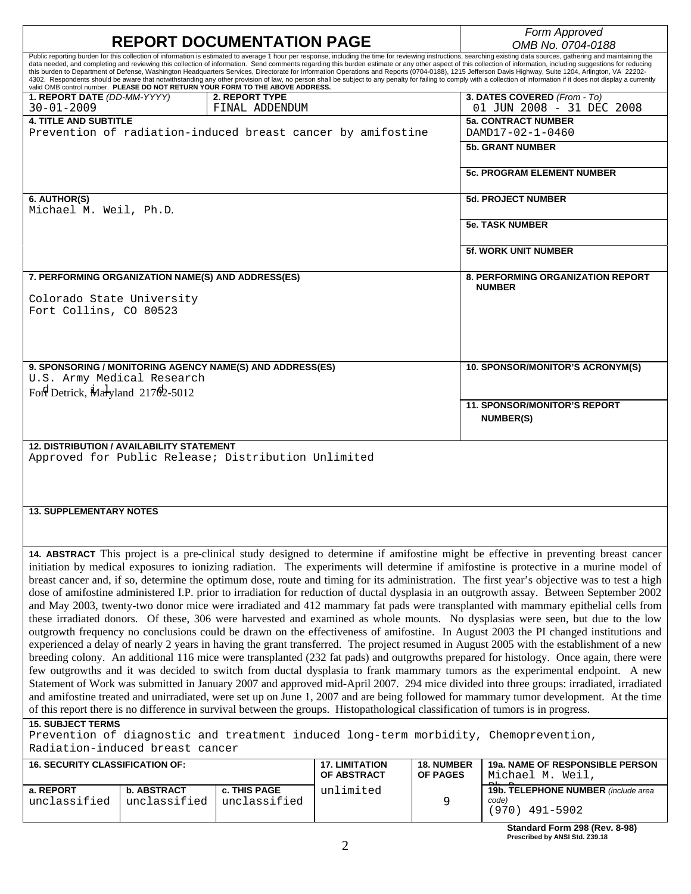# REPORT DOCUMENTATION PAGE

*Form Approved*
*OMB No. 0704-0188*

Public reporting burden for this collection of information is estimated to average 1 hour per response, including the time for reviewing instructions, searching existing data sources, gathering and maintaining the data needed, and completing and reviewing this collection of information. Send comments regarding this burden estimate or any other aspect of this collection of information, including suggestions for reducing this burden to Department of Defense, Washington Headquarters Services, Directorate for Information Operations and Reports (0704-0188), 1215 Jefferson Davis Highway, Suite 1204, Arlington, VA 22202-4302. Respondents should be aware that notwithstanding any other provision of law, no person shall be subject to any penalty for failing to comply with a collection of information if it does not display a currently valid OMB control number. **PLEASE DO NOT RETURN YOUR FORM TO THE ABOVE ADDRESS.**

| | | |
|---|---|---|
| **1. REPORT DATE** *(DD-MM-YYYY)* 30-01-2009 | **2. REPORT TYPE** FINAL ADDENDUM | **3. DATES COVERED** *(From - To)* 01 JUN 2008 - 31 DEC 2008 |
| **4. TITLE AND SUBTITLE** Prevention of radiation-induced breast cancer by amifostine | | **5a. CONTRACT NUMBER** DAMD17-02-1-0460 |
| | | **5b. GRANT NUMBER** |
| | | **5c. PROGRAM ELEMENT NUMBER** |
| **6. AUTHOR(S)** Michael M. Weil, Ph.D. | | **5d. PROJECT NUMBER** |
| | | **5e. TASK NUMBER** |
| | | **5f. WORK UNIT NUMBER** |
| **7. PERFORMING ORGANIZATION NAME(S) AND ADDRESS(ES)** Colorado State University Fort Collins, CO 80523 | | **8. PERFORMING ORGANIZATION REPORT NUMBER** |
| **9. SPONSORING / MONITORING AGENCY NAME(S) AND ADDRESS(ES)** U.S. Army Medical Research Fort Detrick, Maryland 21702-5012 | | **10. SPONSOR/MONITOR'S ACRONYM(S)** |
| | | **11. SPONSOR/MONITOR'S REPORT NUMBER(S)** |

**12. DISTRIBUTION / AVAILABILITY STATEMENT**
Approved for Public Release; Distribution Unlimited

**13. SUPPLEMENTARY NOTES**

**14. ABSTRACT** This project is a pre-clinical study designed to determine if amifostine might be effective in preventing breast cancer initiation by medical exposures to ionizing radiation. The experiments will determine if amifostine is protective in a murine model of breast cancer and, if so, determine the optimum dose, route and timing for its administration. The first year's objective was to test a high dose of amifostine administered I.P. prior to irradiation for reduction of ductal dysplasia in an outgrowth assay. Between September 2002 and May 2003, twenty-two donor mice were irradiated and 412 mammary fat pads were transplanted with mammary epithelial cells from these irradiated donors. Of these, 306 were harvested and examined as whole mounts. No dysplasias were seen, but due to the low outgrowth frequency no conclusions could be drawn on the effectiveness of amifostine. In August 2003 the PI changed institutions and experienced a delay of nearly 2 years in having the grant transferred. The project resumed in August 2005 with the establishment of a new breeding colony. An additional 116 mice were transplanted (232 fat pads) and outgrowths prepared for histology. Once again, there were few outgrowths and it was decided to switch from ductal dysplasia to frank mammary tumors as the experimental endpoint. A new Statement of Work was submitted in January 2007 and approved mid-April 2007. 294 mice divided into three groups: irradiated, irradiated and amifostine treated and unirradiated, were set up on June 1, 2007 and are being followed for mammary tumor development. At the time of this report there is no difference in survival between the groups. Histopathological classification of tumors is in progress.

**15. SUBJECT TERMS**
Prevention of diagnostic and treatment induced long-term morbidity, Chemoprevention, Radiation-induced breast cancer

| **16. SECURITY CLASSIFICATION OF:** | | | **17. LIMITATION OF ABSTRACT** | **18. NUMBER OF PAGES** | **19a. NAME OF RESPONSIBLE PERSON** Michael M. Weil, Ph.D. |
|---|---|---|---|---|---|
| **a. REPORT** unclassified | **b. ABSTRACT** unclassified | **c. THIS PAGE** unclassified | unlimited | 9 | **19b. TELEPHONE NUMBER** *(include area code)* (970) 491-5902 |

**Standard Form 298 (Rev. 8-98)**
**Prescribed by ANSI Std. Z39.18**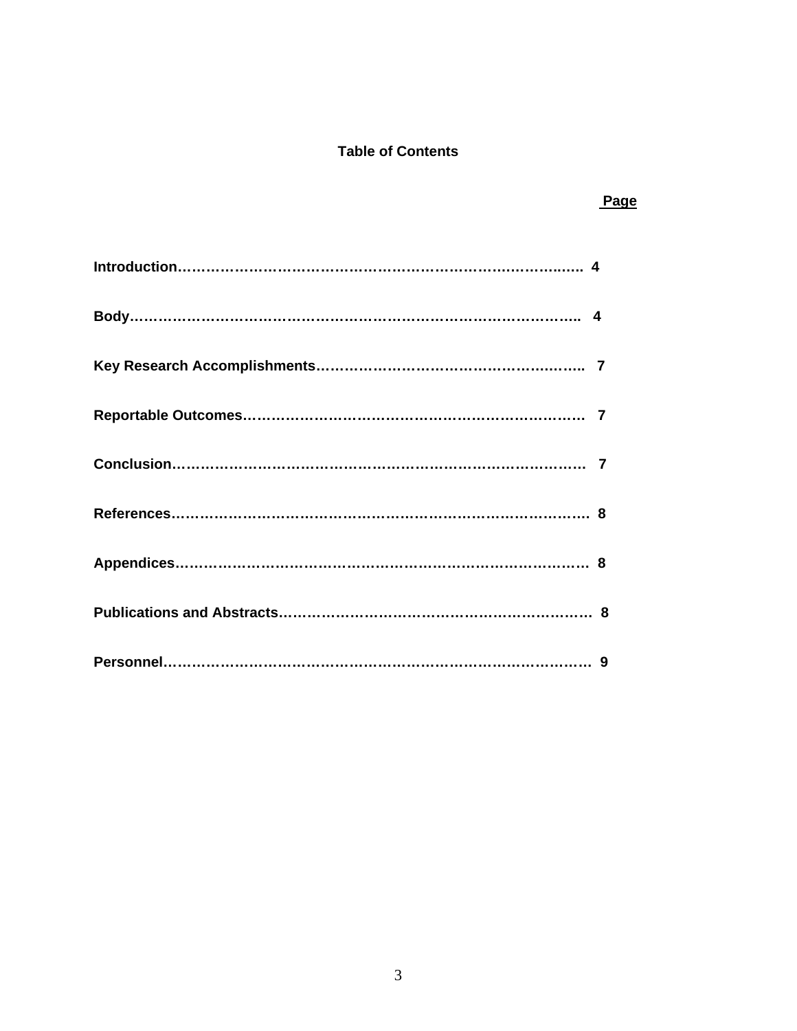# Table of Contents

| | Page |
|---|---|
| **Introduction** | **4** |
| **Body** | **4** |
| **Key Research Accomplishments** | **7** |
| **Reportable Outcomes** | **7** |
| **Conclusion** | **7** |
| **References** | **8** |
| **Appendices** | **8** |
| **Publications and Abstracts** | **8** |
| **Personnel** | **9** |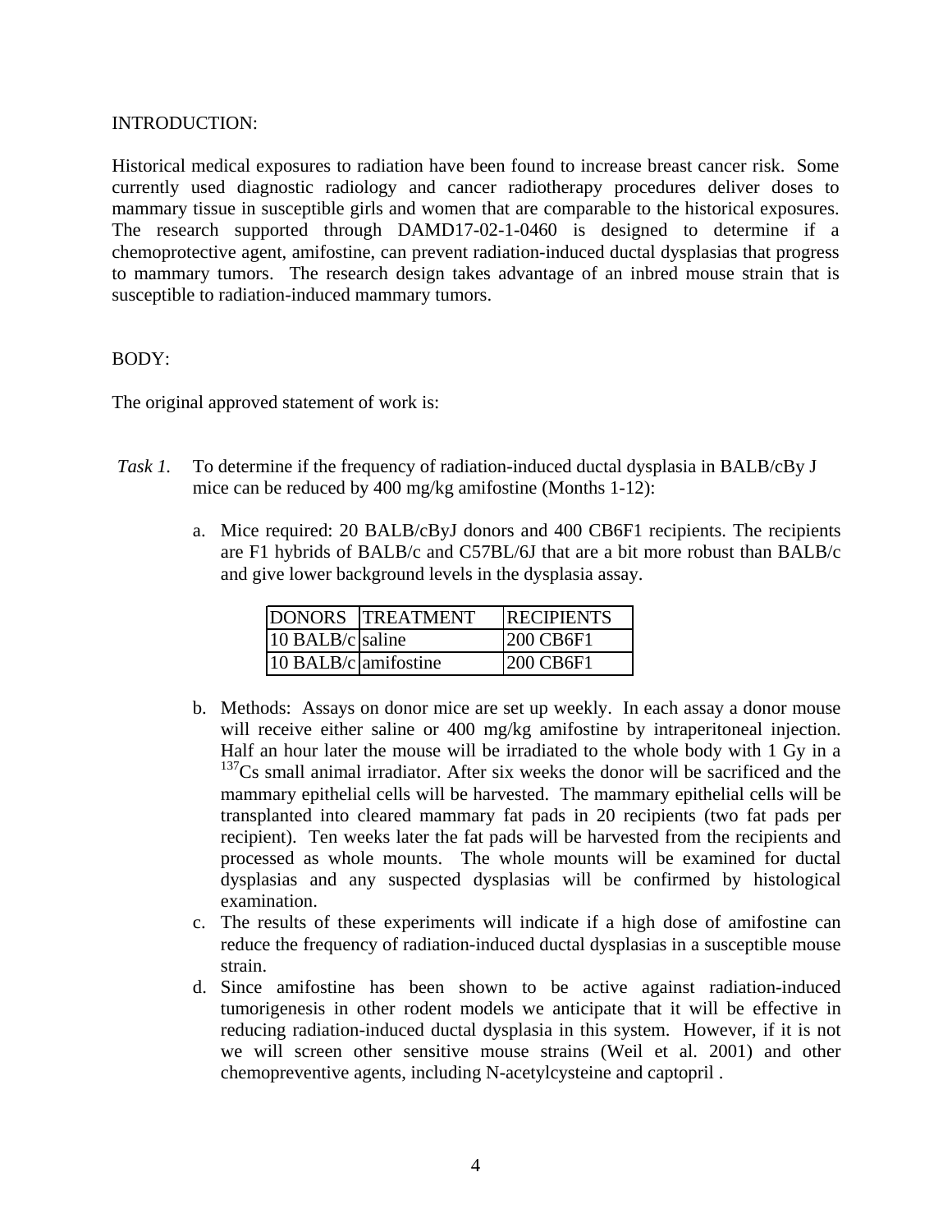INTRODUCTION:

Historical medical exposures to radiation have been found to increase breast cancer risk. Some currently used diagnostic radiology and cancer radiotherapy procedures deliver doses to mammary tissue in susceptible girls and women that are comparable to the historical exposures. The research supported through DAMD17-02-1-0460 is designed to determine if a chemoprotective agent, amifostine, can prevent radiation-induced ductal dysplasias that progress to mammary tumors. The research design takes advantage of an inbred mouse strain that is susceptible to radiation-induced mammary tumors.

BODY:

The original approved statement of work is:

*Task 1.* To determine if the frequency of radiation-induced ductal dysplasia in BALB/cBy J mice can be reduced by 400 mg/kg amifostine (Months 1-12):

a. Mice required: 20 BALB/cByJ donors and 400 CB6F1 recipients. The recipients are F1 hybrids of BALB/c and C57BL/6J that are a bit more robust than BALB/c and give lower background levels in the dysplasia assay.

| DONORS | TREATMENT | RECIPIENTS |
|---|---|---|
| 10 BALB/c | saline | 200 CB6F1 |
| 10 BALB/c | amifostine | 200 CB6F1 |

b. Methods: Assays on donor mice are set up weekly. In each assay a donor mouse will receive either saline or 400 mg/kg amifostine by intraperitoneal injection. Half an hour later the mouse will be irradiated to the whole body with 1 Gy in a $^{137}$Cs small animal irradiator. After six weeks the donor will be sacrificed and the mammary epithelial cells will be harvested. The mammary epithelial cells will be transplanted into cleared mammary fat pads in 20 recipients (two fat pads per recipient). Ten weeks later the fat pads will be harvested from the recipients and processed as whole mounts. The whole mounts will be examined for ductal dysplasias and any suspected dysplasias will be confirmed by histological examination.

c. The results of these experiments will indicate if a high dose of amifostine can reduce the frequency of radiation-induced ductal dysplasias in a susceptible mouse strain.

d. Since amifostine has been shown to be active against radiation-induced tumorigenesis in other rodent models we anticipate that it will be effective in reducing radiation-induced ductal dysplasia in this system. However, if it is not we will screen other sensitive mouse strains (Weil et al. 2001) and other chemopreventive agents, including N-acetylcysteine and captopril .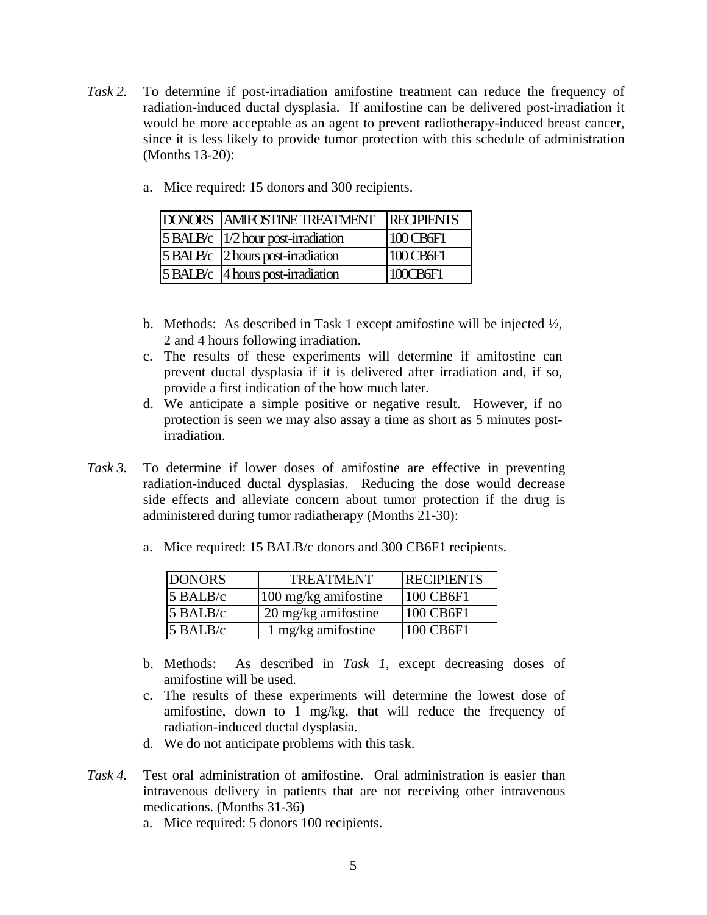*Task 2.* To determine if post-irradiation amifostine treatment can reduce the frequency of radiation-induced ductal dysplasia. If amifostine can be delivered post-irradiation it would be more acceptable as an agent to prevent radiotherapy-induced breast cancer, since it is less likely to provide tumor protection with this schedule of administration (Months 13-20):

a. Mice required: 15 donors and 300 recipients.

| DONORS | AMIFOSTINE TREATMENT | RECIPIENTS |
|---|---|---|
| 5 BALB/c | 1/2 hour post-irradiation | 100 CB6F1 |
| 5 BALB/c | 2 hours post-irradiation | 100 CB6F1 |
| 5 BALB/c | 4 hours post-irradiation | 100CB6F1 |

b. Methods: As described in Task 1 except amifostine will be injected ½, 2 and 4 hours following irradiation.
c. The results of these experiments will determine if amifostine can prevent ductal dysplasia if it is delivered after irradiation and, if so, provide a first indication of the how much later.
d. We anticipate a simple positive or negative result. However, if no protection is seen we may also assay a time as short as 5 minutes post-irradiation.

*Task 3.* To determine if lower doses of amifostine are effective in preventing radiation-induced ductal dysplasias. Reducing the dose would decrease side effects and alleviate concern about tumor protection if the drug is administered during tumor radiatherapy (Months 21-30):

a. Mice required: 15 BALB/c donors and 300 CB6F1 recipients.

| DONORS | TREATMENT | RECIPIENTS |
|---|---|---|
| 5 BALB/c | 100 mg/kg amifostine | 100 CB6F1 |
| 5 BALB/c | 20 mg/kg amifostine | 100 CB6F1 |
| 5 BALB/c | 1 mg/kg amifostine | 100 CB6F1 |

b. Methods: As described in *Task 1*, except decreasing doses of amifostine will be used.
c. The results of these experiments will determine the lowest dose of amifostine, down to 1 mg/kg, that will reduce the frequency of radiation-induced ductal dysplasia.
d. We do not anticipate problems with this task.

*Task 4.* Test oral administration of amifostine. Oral administration is easier than intravenous delivery in patients that are not receiving other intravenous medications. (Months 31-36)

a. Mice required: 5 donors 100 recipients.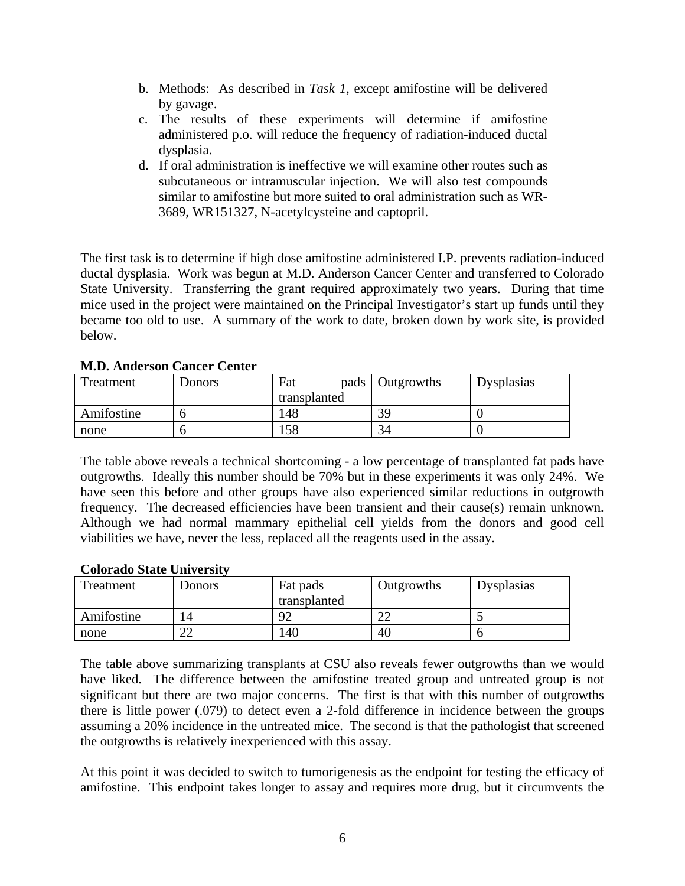b. Methods: As described in *Task 1*, except amifostine will be delivered by gavage.
c. The results of these experiments will determine if amifostine administered p.o. will reduce the frequency of radiation-induced ductal dysplasia.
d. If oral administration is ineffective we will examine other routes such as subcutaneous or intramuscular injection. We will also test compounds similar to amifostine but more suited to oral administration such as WR-3689, WR151327, N-acetylcysteine and captopril.

The first task is to determine if high dose amifostine administered I.P. prevents radiation-induced ductal dysplasia. Work was begun at M.D. Anderson Cancer Center and transferred to Colorado State University. Transferring the grant required approximately two years. During that time mice used in the project were maintained on the Principal Investigator's start up funds until they became too old to use. A summary of the work to date, broken down by work site, is provided below.

**M.D. Anderson Cancer Center**

| Treatment | Donors | Fat pads transplanted | Outgrowths | Dysplasias |
|---|---|---|---|---|
| Amifostine | 6 | 148 | 39 | 0 |
| none | 6 | 158 | 34 | 0 |

The table above reveals a technical shortcoming - a low percentage of transplanted fat pads have outgrowths. Ideally this number should be 70% but in these experiments it was only 24%. We have seen this before and other groups have also experienced similar reductions in outgrowth frequency. The decreased efficiencies have been transient and their cause(s) remain unknown. Although we had normal mammary epithelial cell yields from the donors and good cell viabilities we have, never the less, replaced all the reagents used in the assay.

**Colorado State University**

| Treatment | Donors | Fat pads transplanted | Outgrowths | Dysplasias |
|---|---|---|---|---|
| Amifostine | 14 | 92 | 22 | 5 |
| none | 22 | 140 | 40 | 6 |

The table above summarizing transplants at CSU also reveals fewer outgrowths than we would have liked. The difference between the amifostine treated group and untreated group is not significant but there are two major concerns. The first is that with this number of outgrowths there is little power (.079) to detect even a 2-fold difference in incidence between the groups assuming a 20% incidence in the untreated mice. The second is that the pathologist that screened the outgrowths is relatively inexperienced with this assay.

At this point it was decided to switch to tumorigenesis as the endpoint for testing the efficacy of amifostine. This endpoint takes longer to assay and requires more drug, but it circumvents the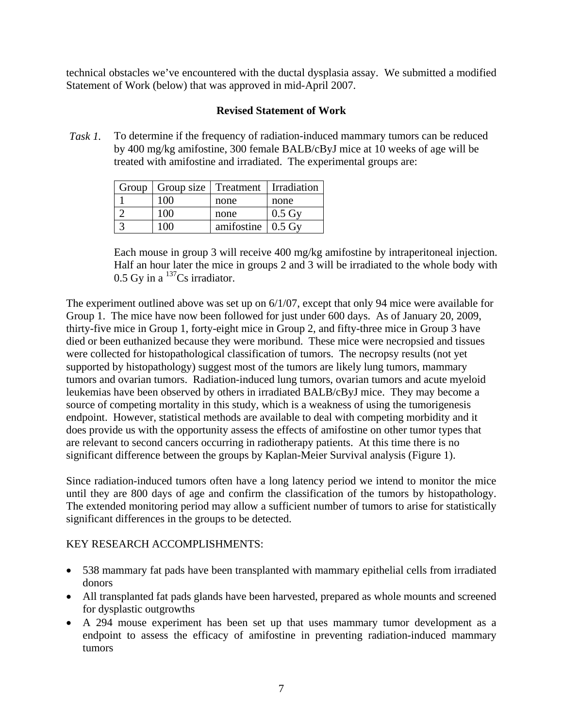technical obstacles we've encountered with the ductal dysplasia assay. We submitted a modified Statement of Work (below) that was approved in mid-April 2007.

**Revised Statement of Work**

*Task 1.* To determine if the frequency of radiation-induced mammary tumors can be reduced by 400 mg/kg amifostine, 300 female BALB/cByJ mice at 10 weeks of age will be treated with amifostine and irradiated. The experimental groups are:

| Group | Group size | Treatment | Irradiation |
|---|---|---|---|
| 1 | 100 | none | none |
| 2 | 100 | none | 0.5 Gy |
| 3 | 100 | amifostine | 0.5 Gy |

Each mouse in group 3 will receive 400 mg/kg amifostine by intraperitoneal injection. Half an hour later the mice in groups 2 and 3 will be irradiated to the whole body with 0.5 Gy in a $^{137}$Cs irradiator.

The experiment outlined above was set up on 6/1/07, except that only 94 mice were available for Group 1. The mice have now been followed for just under 600 days. As of January 20, 2009, thirty-five mice in Group 1, forty-eight mice in Group 2, and fifty-three mice in Group 3 have died or been euthanized because they were moribund. These mice were necropsied and tissues were collected for histopathological classification of tumors. The necropsy results (not yet supported by histopathology) suggest most of the tumors are likely lung tumors, mammary tumors and ovarian tumors. Radiation-induced lung tumors, ovarian tumors and acute myeloid leukemias have been observed by others in irradiated BALB/cByJ mice. They may become a source of competing mortality in this study, which is a weakness of using the tumorigenesis endpoint. However, statistical methods are available to deal with competing morbidity and it does provide us with the opportunity assess the effects of amifostine on other tumor types that are relevant to second cancers occurring in radiotherapy patients. At this time there is no significant difference between the groups by Kaplan-Meier Survival analysis (Figure 1).

Since radiation-induced tumors often have a long latency period we intend to monitor the mice until they are 800 days of age and confirm the classification of the tumors by histopathology. The extended monitoring period may allow a sufficient number of tumors to arise for statistically significant differences in the groups to be detected.

KEY RESEARCH ACCOMPLISHMENTS:

- 538 mammary fat pads have been transplanted with mammary epithelial cells from irradiated donors
- All transplanted fat pads glands have been harvested, prepared as whole mounts and screened for dysplastic outgrowths
- A 294 mouse experiment has been set up that uses mammary tumor development as a endpoint to assess the efficacy of amifostine in preventing radiation-induced mammary tumors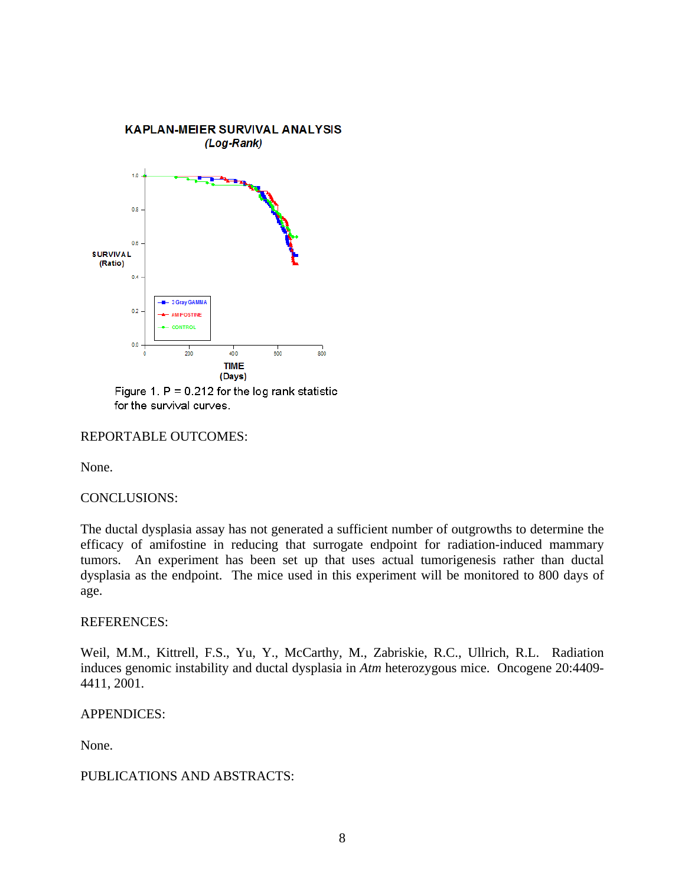**KAPLAN-MEIER SURVIVAL ANALYSIS**
***(Log-Rank)***

Figure 1. P = 0.212 for the log rank statistic for the survival curves.

REPORTABLE OUTCOMES:

None.

CONCLUSIONS:

The ductal dysplasia assay has not generated a sufficient number of outgrowths to determine the efficacy of amifostine in reducing that surrogate endpoint for radiation-induced mammary tumors. An experiment has been set up that uses actual tumorigenesis rather than ductal dysplasia as the endpoint. The mice used in this experiment will be monitored to 800 days of age.

REFERENCES:

Weil, M.M., Kittrell, F.S., Yu, Y., McCarthy, M., Zabriskie, R.C., Ullrich, R.L. Radiation induces genomic instability and ductal dysplasia in *Atm* heterozygous mice. Oncogene 20:4409-4411, 2001.

APPENDICES:

None.

PUBLICATIONS AND ABSTRACTS: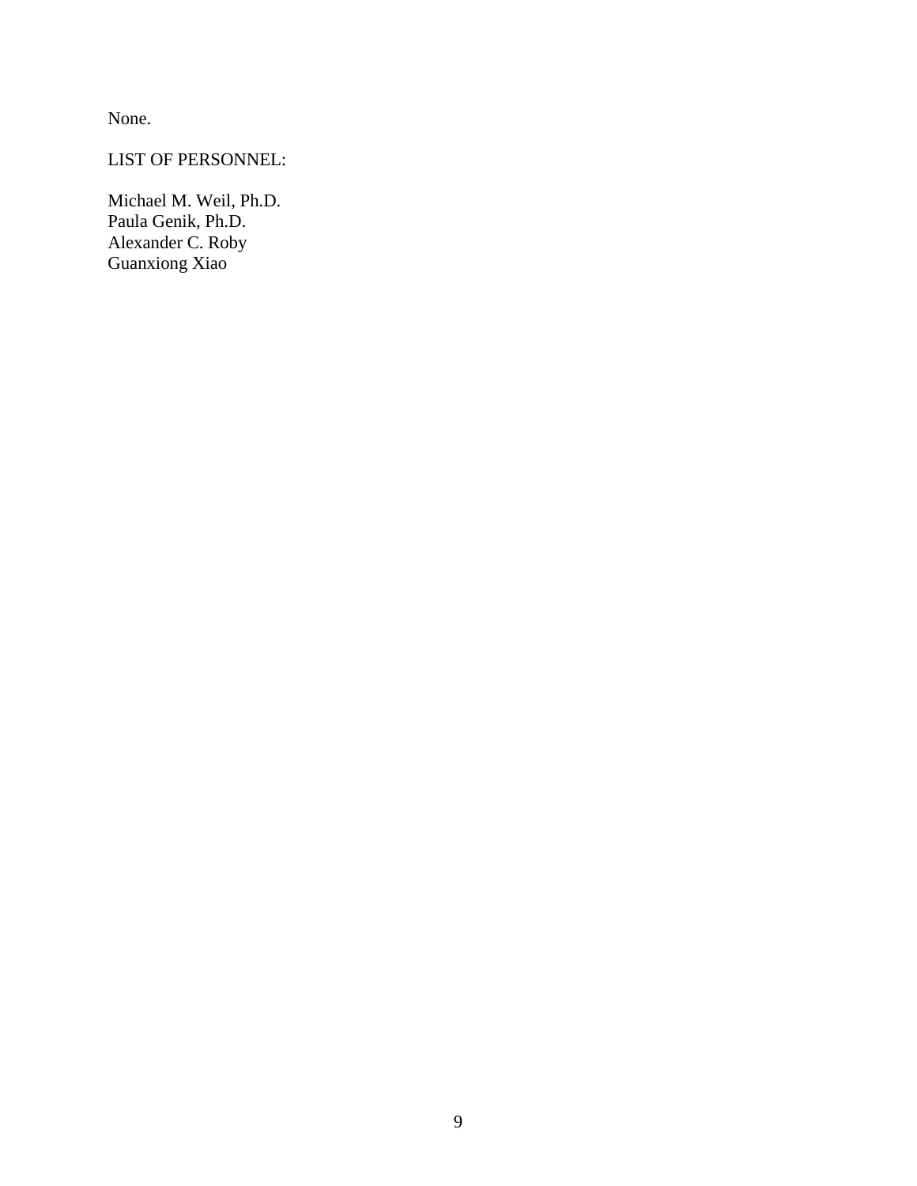None.

LIST OF PERSONNEL:

Michael M. Weil, Ph.D.
Paula Genik, Ph.D.
Alexander C. Roby
Guanxiong Xiao